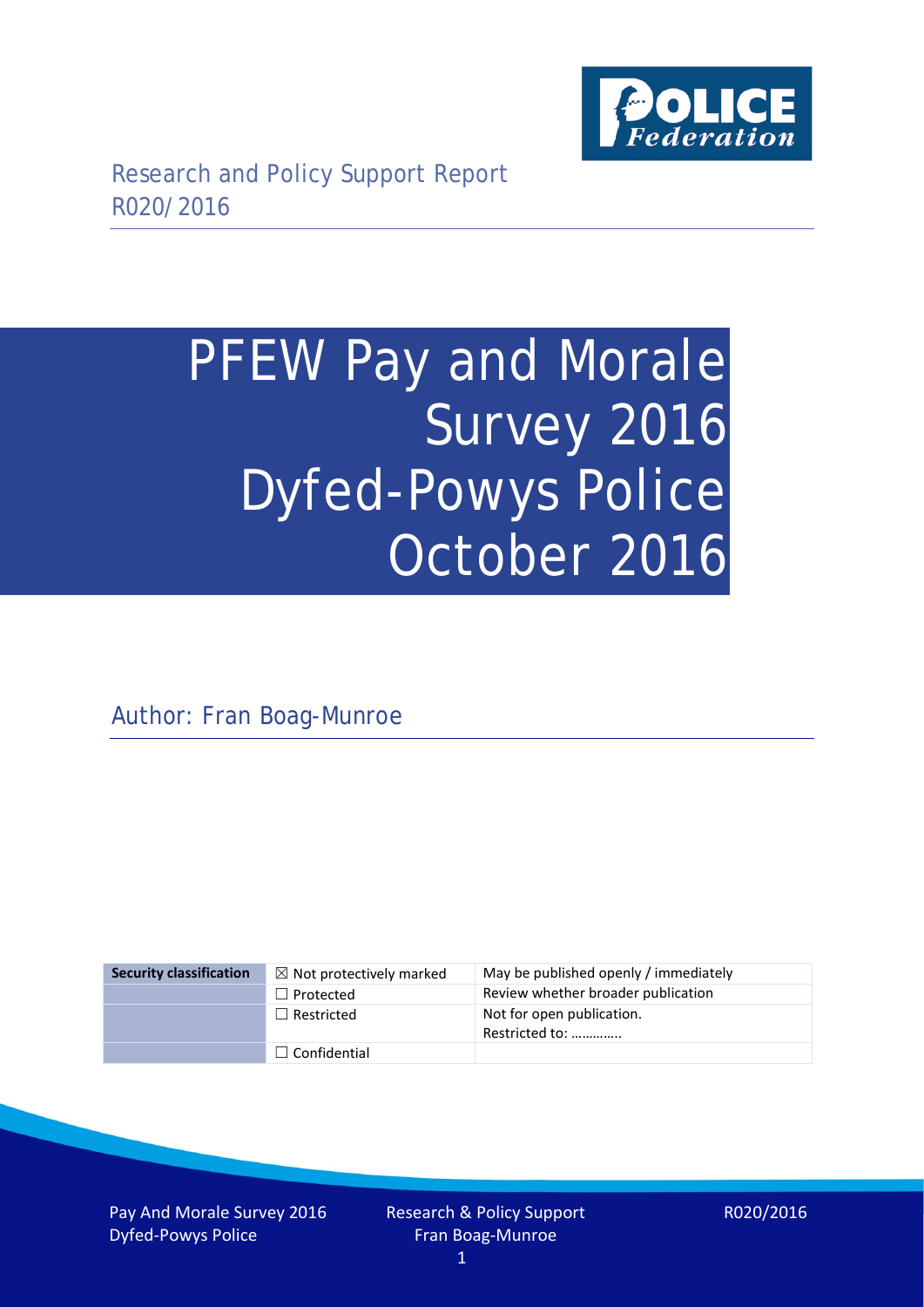Research and Policy Support Report
R020/2016

# PFEW Pay and Morale Survey 2016 Dyfed-Powys Police October 2016

Author: Fran Boag-Munroe

| Security classification | ☒ Not protectively marked | May be published openly / immediately |
|---|---|---|
| | ☐ Protected | Review whether broader publication |
| | ☐ Restricted | Not for open publication. Restricted to: ………….. |
| | ☐ Confidential | |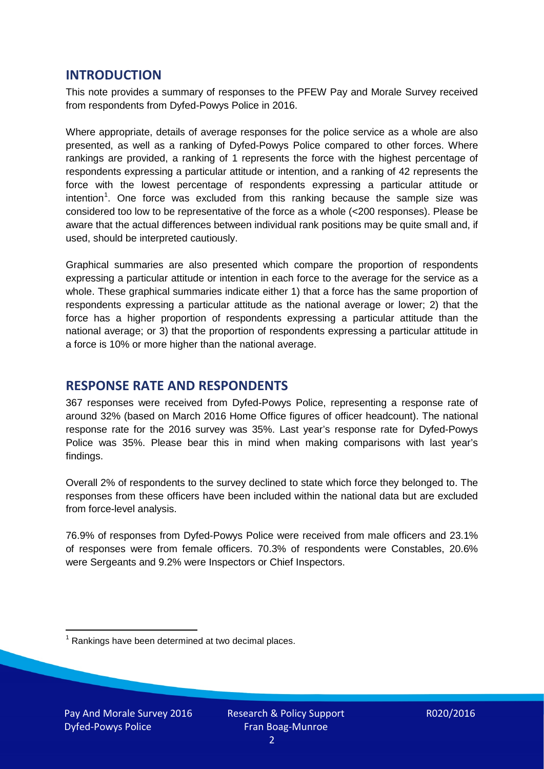## INTRODUCTION

This note provides a summary of responses to the PFEW Pay and Morale Survey received from respondents from Dyfed-Powys Police in 2016.

Where appropriate, details of average responses for the police service as a whole are also presented, as well as a ranking of Dyfed-Powys Police compared to other forces. Where rankings are provided, a ranking of 1 represents the force with the highest percentage of respondents expressing a particular attitude or intention, and a ranking of 42 represents the force with the lowest percentage of respondents expressing a particular attitude or intention[1]. One force was excluded from this ranking because the sample size was considered too low to be representative of the force as a whole (<200 responses). Please be aware that the actual differences between individual rank positions may be quite small and, if used, should be interpreted cautiously.

Graphical summaries are also presented which compare the proportion of respondents expressing a particular attitude or intention in each force to the average for the service as a whole. These graphical summaries indicate either 1) that a force has the same proportion of respondents expressing a particular attitude as the national average or lower; 2) that the force has a higher proportion of respondents expressing a particular attitude than the national average; or 3) that the proportion of respondents expressing a particular attitude in a force is 10% or more higher than the national average.

## RESPONSE RATE AND RESPONDENTS

367 responses were received from Dyfed-Powys Police, representing a response rate of around 32% (based on March 2016 Home Office figures of officer headcount). The national response rate for the 2016 survey was 35%. Last year's response rate for Dyfed-Powys Police was 35%. Please bear this in mind when making comparisons with last year's findings.

Overall 2% of respondents to the survey declined to state which force they belonged to. The responses from these officers have been included within the national data but are excluded from force-level analysis.

76.9% of responses from Dyfed-Powys Police were received from male officers and 23.1% of responses were from female officers. 70.3% of respondents were Constables, 20.6% were Sergeants and 9.2% were Inspectors or Chief Inspectors.

[1] Rankings have been determined at two decimal places.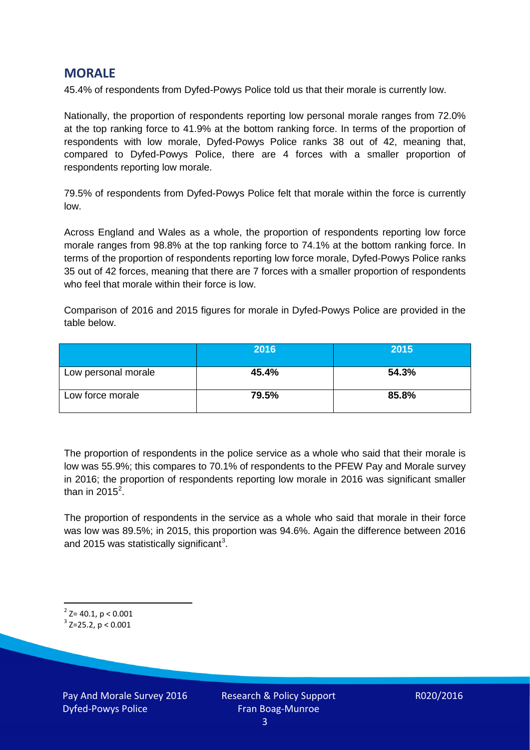## MORALE

45.4% of respondents from Dyfed-Powys Police told us that their morale is currently low.

Nationally, the proportion of respondents reporting low personal morale ranges from 72.0% at the top ranking force to 41.9% at the bottom ranking force. In terms of the proportion of respondents with low morale, Dyfed-Powys Police ranks 38 out of 42, meaning that, compared to Dyfed-Powys Police, there are 4 forces with a smaller proportion of respondents reporting low morale.

79.5% of respondents from Dyfed-Powys Police felt that morale within the force is currently low.

Across England and Wales as a whole, the proportion of respondents reporting low force morale ranges from 98.8% at the top ranking force to 74.1% at the bottom ranking force. In terms of the proportion of respondents reporting low force morale, Dyfed-Powys Police ranks 35 out of 42 forces, meaning that there are 7 forces with a smaller proportion of respondents who feel that morale within their force is low.

Comparison of 2016 and 2015 figures for morale in Dyfed-Powys Police are provided in the table below.

| | 2016 | 2015 |
|---|---|---|
| Low personal morale | **45.4%** | **54.3%** |
| Low force morale | **79.5%** | **85.8%** |

The proportion of respondents in the police service as a whole who said that their morale is low was 55.9%; this compares to 70.1% of respondents to the PFEW Pay and Morale survey in 2016; the proportion of respondents reporting low morale in 2016 was significant smaller than in 2015[2].

The proportion of respondents in the service as a whole who said that morale in their force was low was 89.5%; in 2015, this proportion was 94.6%. Again the difference between 2016 and 2015 was statistically significant[3].

[2] $Z = 40.1$, $p < 0.001$

[3] $Z = 25.2$, $p < 0.001$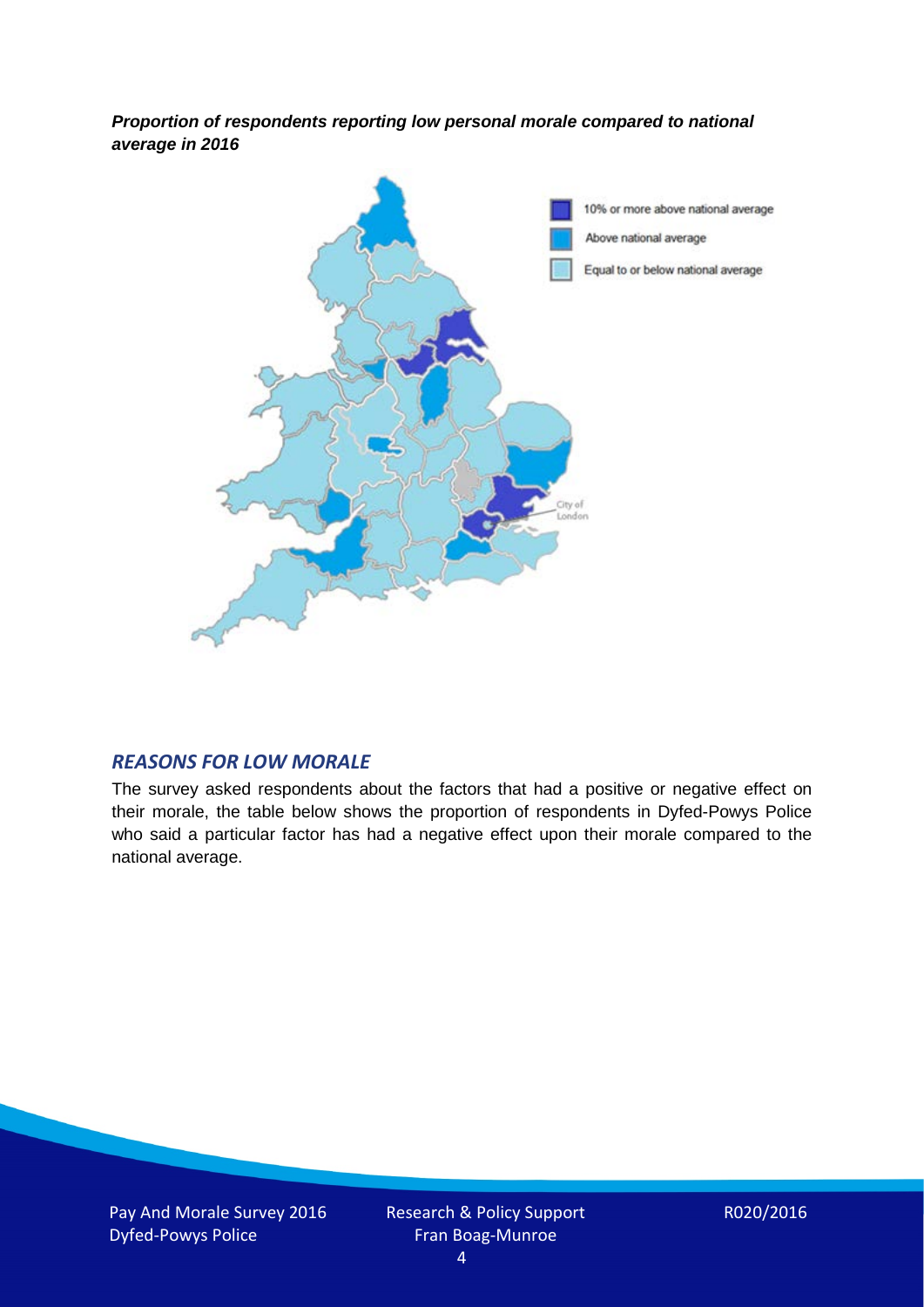***Proportion of respondents reporting low personal morale compared to national average in 2016***

10% or more above national average

Above national average

Equal to or below national average

City of London

## *REASONS FOR LOW MORALE*

The survey asked respondents about the factors that had a positive or negative effect on their morale, the table below shows the proportion of respondents in Dyfed-Powys Police who said a particular factor has had a negative effect upon their morale compared to the national average.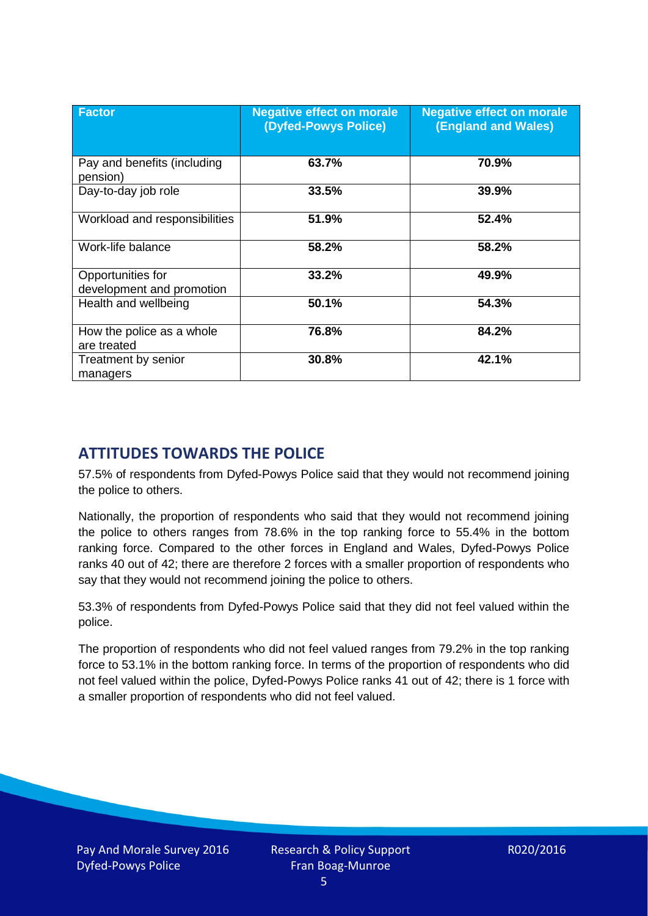| Factor | Negative effect on morale (Dyfed-Powys Police) | Negative effect on morale (England and Wales) |
|---|---|---|
| Pay and benefits (including pension) | **63.7%** | **70.9%** |
| Day-to-day job role | **33.5%** | **39.9%** |
| Workload and responsibilities | **51.9%** | **52.4%** |
| Work-life balance | **58.2%** | **58.2%** |
| Opportunities for development and promotion | **33.2%** | **49.9%** |
| Health and wellbeing | **50.1%** | **54.3%** |
| How the police as a whole are treated | **76.8%** | **84.2%** |
| Treatment by senior managers | **30.8%** | **42.1%** |

## ATTITUDES TOWARDS THE POLICE

57.5% of respondents from Dyfed-Powys Police said that they would not recommend joining the police to others.

Nationally, the proportion of respondents who said that they would not recommend joining the police to others ranges from 78.6% in the top ranking force to 55.4% in the bottom ranking force. Compared to the other forces in England and Wales, Dyfed-Powys Police ranks 40 out of 42; there are therefore 2 forces with a smaller proportion of respondents who say that they would not recommend joining the police to others.

53.3% of respondents from Dyfed-Powys Police said that they did not feel valued within the police.

The proportion of respondents who did not feel valued ranges from 79.2% in the top ranking force to 53.1% in the bottom ranking force. In terms of the proportion of respondents who did not feel valued within the police, Dyfed-Powys Police ranks 41 out of 42; there is 1 force with a smaller proportion of respondents who did not feel valued.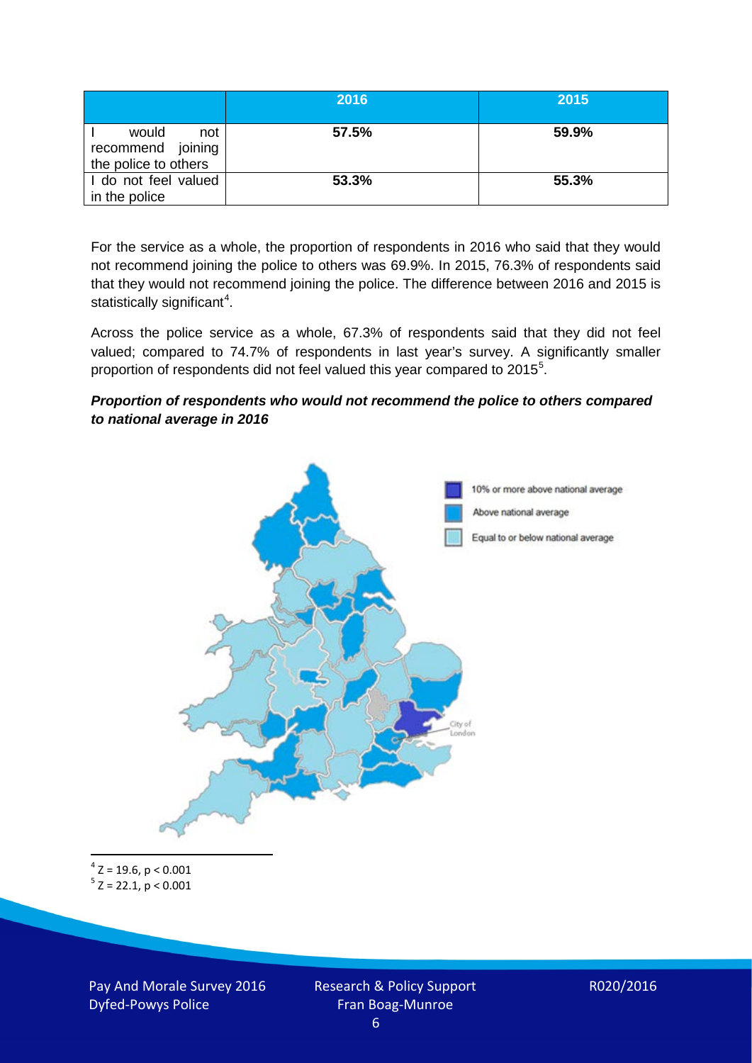| | 2016 | 2015 |
|---|---|---|
| I would not recommend joining the police to others | **57.5%** | **59.9%** |
| I do not feel valued in the police | **53.3%** | **55.3%** |

For the service as a whole, the proportion of respondents in 2016 who said that they would not recommend joining the police to others was 69.9%. In 2015, 76.3% of respondents said that they would not recommend joining the police. The difference between 2016 and 2015 is statistically significant[4].

Across the police service as a whole, 67.3% of respondents said that they did not feel valued; compared to 74.7% of respondents in last year's survey. A significantly smaller proportion of respondents did not feel valued this year compared to 2015[5].

***Proportion of respondents who would not recommend the police to others compared to national average in 2016***

10% or more above national average

Above national average

Equal to or below national average

City of London

[4] $Z = 19.6, p < 0.001$

[5] $Z = 22.1, p < 0.001$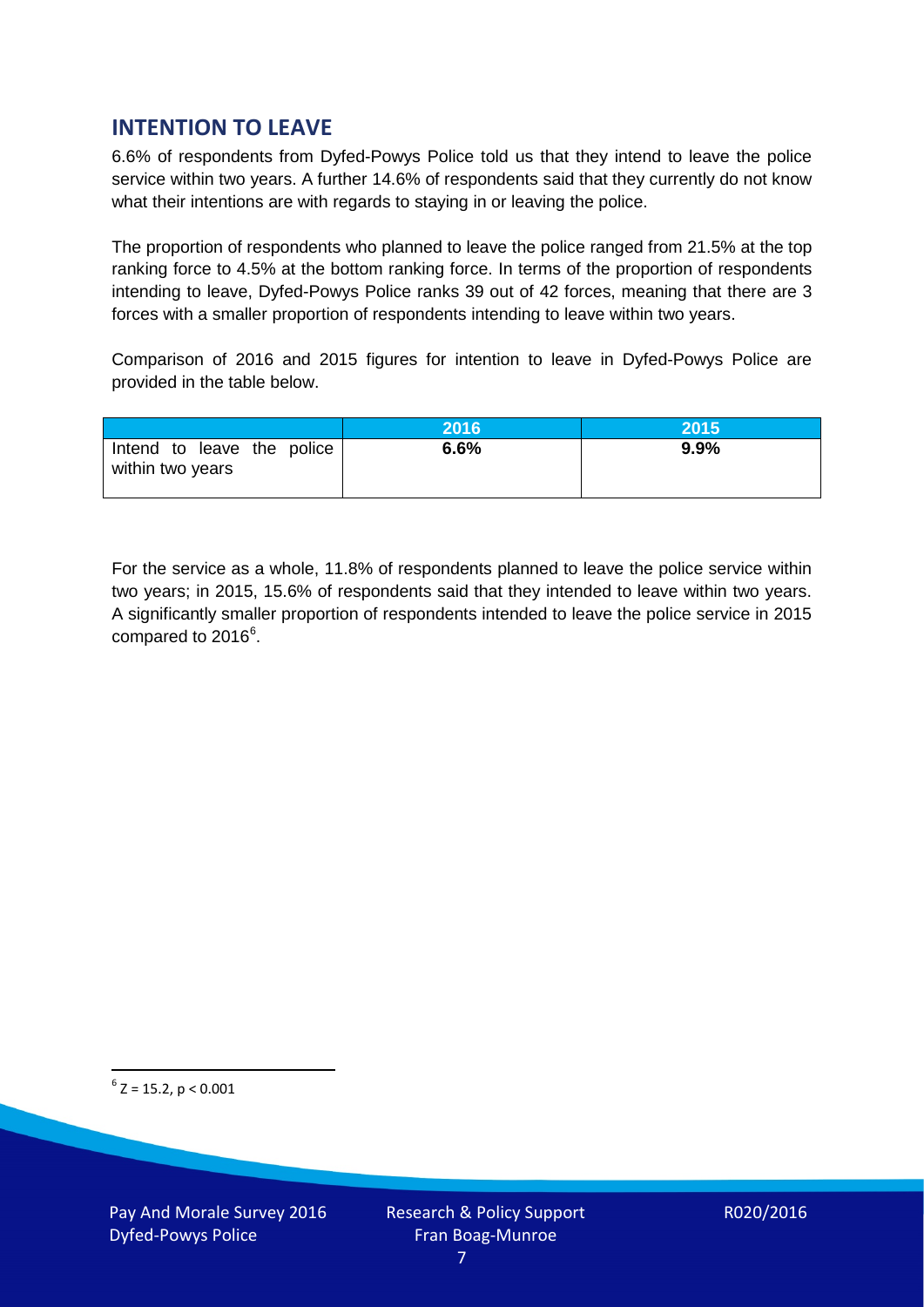## INTENTION TO LEAVE

6.6% of respondents from Dyfed-Powys Police told us that they intend to leave the police service within two years. A further 14.6% of respondents said that they currently do not know what their intentions are with regards to staying in or leaving the police.

The proportion of respondents who planned to leave the police ranged from 21.5% at the top ranking force to 4.5% at the bottom ranking force. In terms of the proportion of respondents intending to leave, Dyfed-Powys Police ranks 39 out of 42 forces, meaning that there are 3 forces with a smaller proportion of respondents intending to leave within two years.

Comparison of 2016 and 2015 figures for intention to leave in Dyfed-Powys Police are provided in the table below.

| | 2016 | 2015 |
|---|---|---|
| Intend to leave the police within two years | **6.6%** | **9.9%** |

For the service as a whole, 11.8% of respondents planned to leave the police service within two years; in 2015, 15.6% of respondents said that they intended to leave within two years. A significantly smaller proportion of respondents intended to leave the police service in 2015 compared to 2016[6].

[6] $Z = 15.2$, $p < 0.001$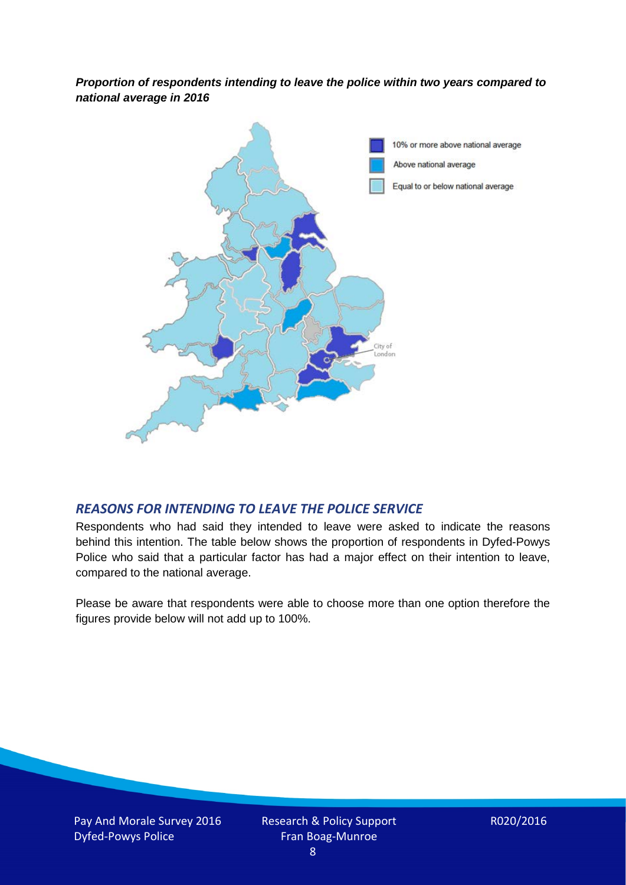***Proportion of respondents intending to leave the police within two years compared to national average in 2016***

## *REASONS FOR INTENDING TO LEAVE THE POLICE SERVICE*

Respondents who had said they intended to leave were asked to indicate the reasons behind this intention. The table below shows the proportion of respondents in Dyfed-Powys Police who said that a particular factor has had a major effect on their intention to leave, compared to the national average.

Please be aware that respondents were able to choose more than one option therefore the figures provide below will not add up to 100%.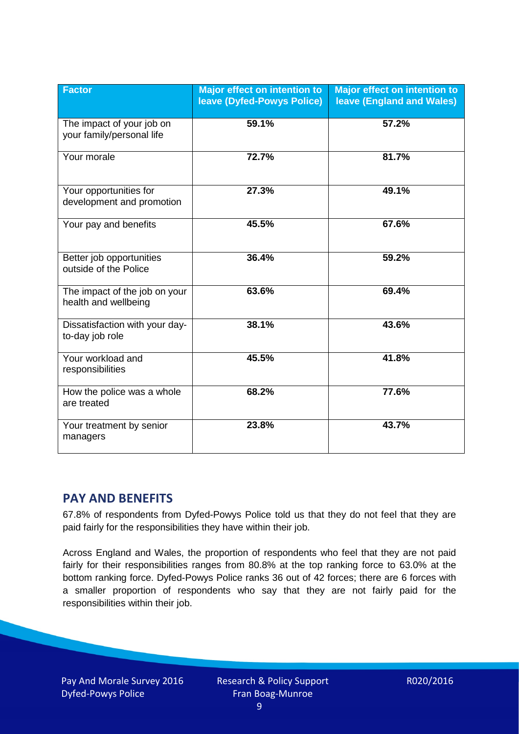| Factor | Major effect on intention to leave (Dyfed-Powys Police) | Major effect on intention to leave (England and Wales) |
|---|---|---|
| The impact of your job on your family/personal life | 59.1% | 57.2% |
| Your morale | 72.7% | 81.7% |
| Your opportunities for development and promotion | 27.3% | 49.1% |
| Your pay and benefits | 45.5% | 67.6% |
| Better job opportunities outside of the Police | 36.4% | 59.2% |
| The impact of the job on your health and wellbeing | 63.6% | 69.4% |
| Dissatisfaction with your day-to-day job role | 38.1% | 43.6% |
| Your workload and responsibilities | 45.5% | 41.8% |
| How the police was a whole are treated | 68.2% | 77.6% |
| Your treatment by senior managers | 23.8% | 43.7% |

## PAY AND BENEFITS

67.8% of respondents from Dyfed-Powys Police told us that they do not feel that they are paid fairly for the responsibilities they have within their job.

Across England and Wales, the proportion of respondents who feel that they are not paid fairly for their responsibilities ranges from 80.8% at the top ranking force to 63.0% at the bottom ranking force. Dyfed-Powys Police ranks 36 out of 42 forces; there are 6 forces with a smaller proportion of respondents who say that they are not fairly paid for the responsibilities within their job.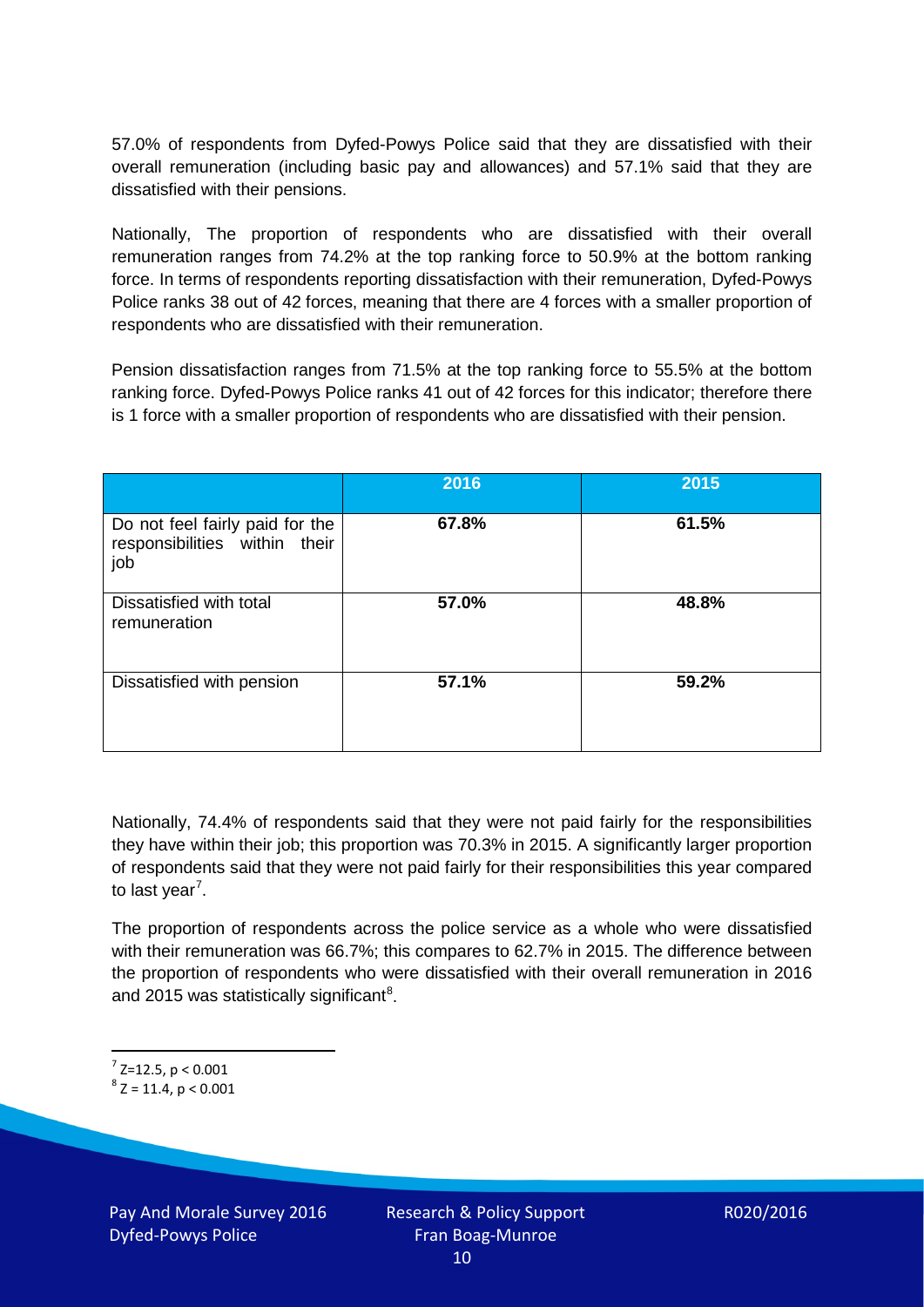57.0% of respondents from Dyfed-Powys Police said that they are dissatisfied with their overall remuneration (including basic pay and allowances) and 57.1% said that they are dissatisfied with their pensions.

Nationally, The proportion of respondents who are dissatisfied with their overall remuneration ranges from 74.2% at the top ranking force to 50.9% at the bottom ranking force. In terms of respondents reporting dissatisfaction with their remuneration, Dyfed-Powys Police ranks 38 out of 42 forces, meaning that there are 4 forces with a smaller proportion of respondents who are dissatisfied with their remuneration.

Pension dissatisfaction ranges from 71.5% at the top ranking force to 55.5% at the bottom ranking force. Dyfed-Powys Police ranks 41 out of 42 forces for this indicator; therefore there is 1 force with a smaller proportion of respondents who are dissatisfied with their pension.

| | 2016 | 2015 |
|---|---|---|
| Do not feel fairly paid for the responsibilities within their job | 67.8% | 61.5% |
| Dissatisfied with total remuneration | 57.0% | 48.8% |
| Dissatisfied with pension | 57.1% | 59.2% |

Nationally, 74.4% of respondents said that they were not paid fairly for the responsibilities they have within their job; this proportion was 70.3% in 2015. A significantly larger proportion of respondents said that they were not paid fairly for their responsibilities this year compared to last year[7].

The proportion of respondents across the police service as a whole who were dissatisfied with their remuneration was 66.7%; this compares to 62.7% in 2015. The difference between the proportion of respondents who were dissatisfied with their overall remuneration in 2016 and 2015 was statistically significant[8].

[7] $Z=12.5$, $p < 0.001$

[8] $Z = 11.4$, $p < 0.001$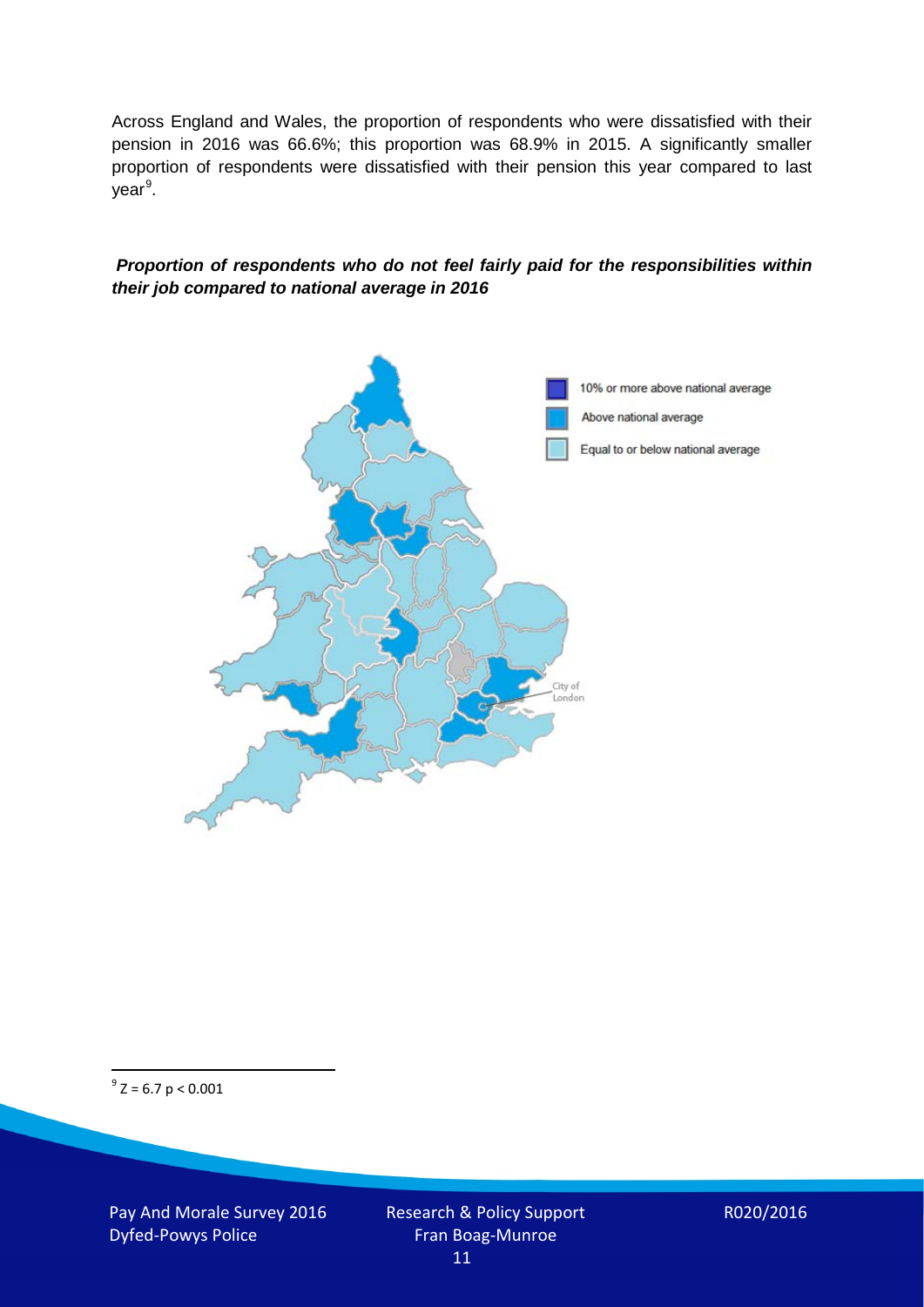Across England and Wales, the proportion of respondents who were dissatisfied with their pension in 2016 was 66.6%; this proportion was 68.9% in 2015. A significantly smaller proportion of respondents were dissatisfied with their pension this year compared to last year[9].

***Proportion of respondents who do not feel fairly paid for the responsibilities within their job compared to national average in 2016***

10% or more above national average

Above national average

Equal to or below national average

City of London

---

[9] $Z = 6.7$ $p < 0.001$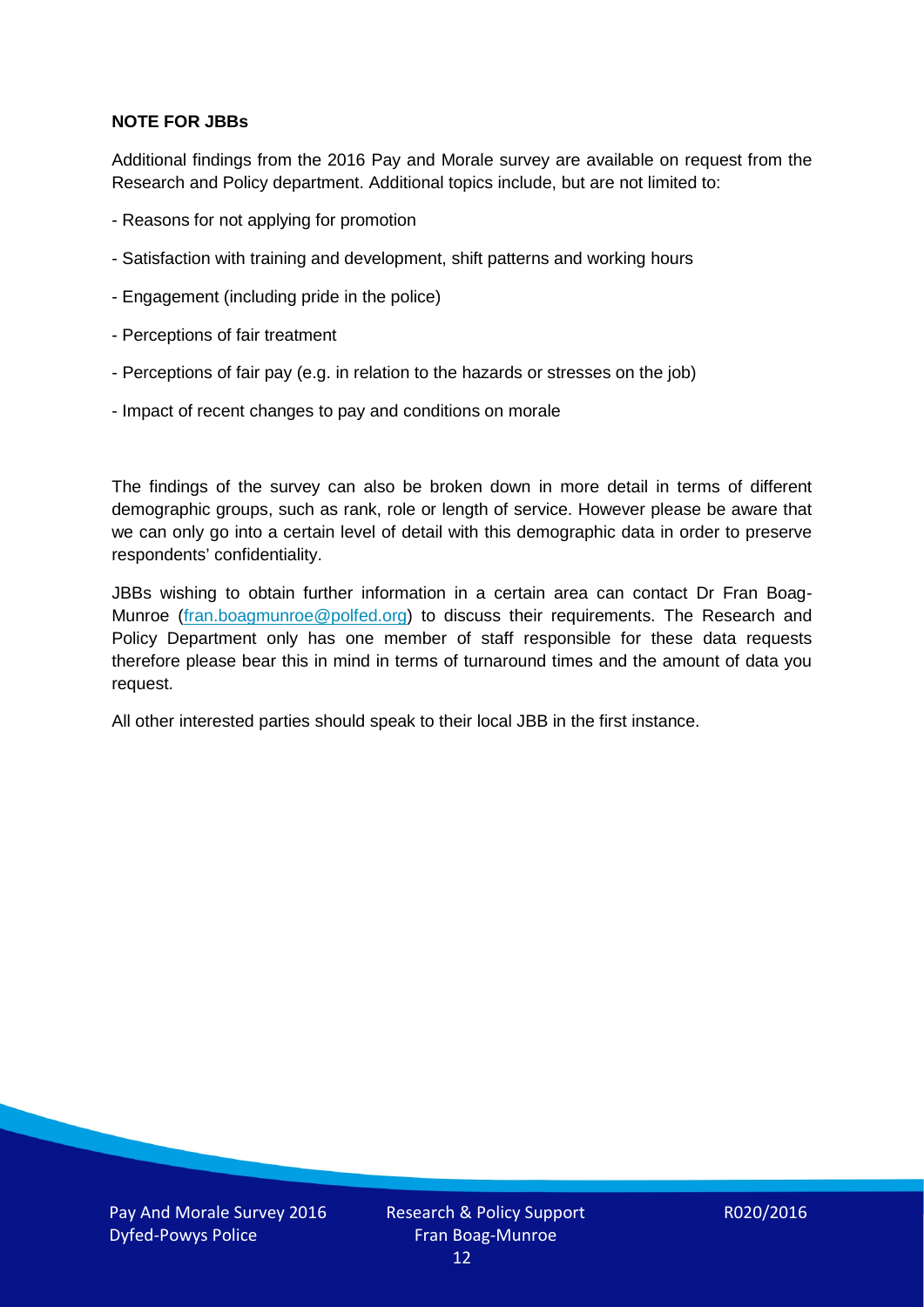**NOTE FOR JBBs**

Additional findings from the 2016 Pay and Morale survey are available on request from the Research and Policy department. Additional topics include, but are not limited to:

- Reasons for not applying for promotion
- Satisfaction with training and development, shift patterns and working hours
- Engagement (including pride in the police)
- Perceptions of fair treatment
- Perceptions of fair pay (e.g. in relation to the hazards or stresses on the job)
- Impact of recent changes to pay and conditions on morale

The findings of the survey can also be broken down in more detail in terms of different demographic groups, such as rank, role or length of service. However please be aware that we can only go into a certain level of detail with this demographic data in order to preserve respondents' confidentiality.

JBBs wishing to obtain further information in a certain area can contact Dr Fran Boag-Munroe (fran.boagmunroe@polfed.org) to discuss their requirements. The Research and Policy Department only has one member of staff responsible for these data requests therefore please bear this in mind in terms of turnaround times and the amount of data you request.

All other interested parties should speak to their local JBB in the first instance.